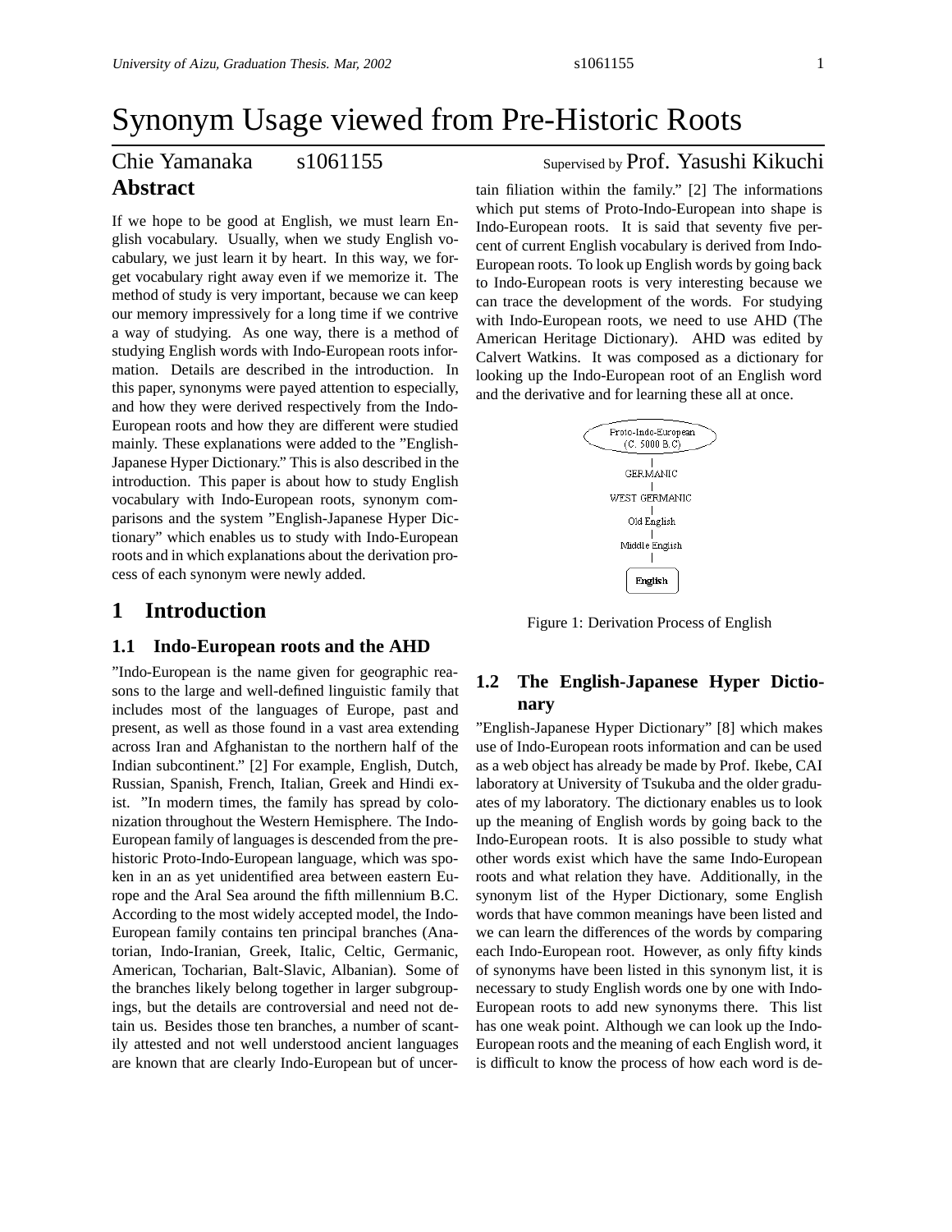# Synonym Usage viewed from Pre-Historic Roots

Chie Yamanaka s1061155 Supervised by Prof. Yasushi Kikuchi

## Abstract

If we hope to be good at English, we must learn English vocabulary. Usually, when we study English vocabulary, we just learn it by heart. In this way, we forget vocabulary right away even if we memorize it. The method of study is very important, because we can keep our memory impressively for a long time if we contrive a way of studying. As one way, there is a method of studying English words with Indo-European roots information. Details are described in the introduction. In this paper, synonyms were payed attention to especially, and how they were derived respectively from the Indo-European roots and how they are different were studied mainly. These explanations were added to the "English-Japanese Hyper Dictionary." This is also described in the introduction. This paper is about how to study English vocabulary with Indo-European roots, synonym comparisons and the system "English-Japanese Hyper Dictionary" which enables us to study with Indo-European roots and in which explanations about the derivation process of each synonym were newly added.

## 1 Introduction

### 1.1 Indo-European roots and the AHD

"Indo-European is the name given for geographic reasons to the large and well-defined linguistic family that includes most of the languages of Europe, past and present, as well as those found in a vast area extending across Iran and Afghanistan to the northern half of the Indian subcontinent." [2] For example, English, Dutch, Russian, Spanish, French, Italian, Greek and Hindi exist. "In modern times, the family has spread by colonization throughout the Western Hemisphere. The Indo-European family of languages is descended from the prehistoric Proto-Indo-European language, which was spoken in an as yet unidentified area between eastern Europe and the Aral Sea around the fifth millennium B.C. According to the most widely accepted model, the Indo-European family contains ten principal branches (Anatorian, Indo-Iranian, Greek, Italic, Celtic, Germanic, American, Tocharian, Balt-Slavic, Albanian). Some of the branches likely belong together in larger subgroupings, but the details are controversial and need not detain us. Besides those ten branches, a number of scantily attested and not well understood ancient languages are known that are clearly Indo-European but of uncertain filiation within the family." [2] The informations which put stems of Proto-Indo-European into shape is Indo-European roots. It is said that seventy five percent of current English vocabulary is derived from Indo-European roots. To look up English words by going back to Indo-European roots is very interesting because we can trace the development of the words. For studying with Indo-European roots, we need to use AHD (The American Heritage Dictionary). AHD was edited by Calvert Watkins. It was composed as a dictionary for looking up the Indo-European root of an English word and the derivative and for learning these all at once.

Proto-Indo-European (C. 5000 B.C)
|
GERMANIC
|
WEST GERMANIC
|
Old English
|
Middle English
|
English

Figure 1: Derivation Process of English

### 1.2 The English-Japanese Hyper Dictionary

"English-Japanese Hyper Dictionary" [8] which makes use of Indo-European roots information and can be used as a web object has already be made by Prof. Ikebe, CAI laboratory at University of Tsukuba and the older graduates of my laboratory. The dictionary enables us to look up the meaning of English words by going back to the Indo-European roots. It is also possible to study what other words exist which have the same Indo-European roots and what relation they have. Additionally, in the synonym list of the Hyper Dictionary, some English words that have common meanings have been listed and we can learn the differences of the words by comparing each Indo-European root. However, as only fifty kinds of synonyms have been listed in this synonym list, it is necessary to study English words one by one with Indo-European roots to add new synonyms there. This list has one weak point. Although we can look up the Indo-European roots and the meaning of each English word, it is difficult to know the process of how each word is de-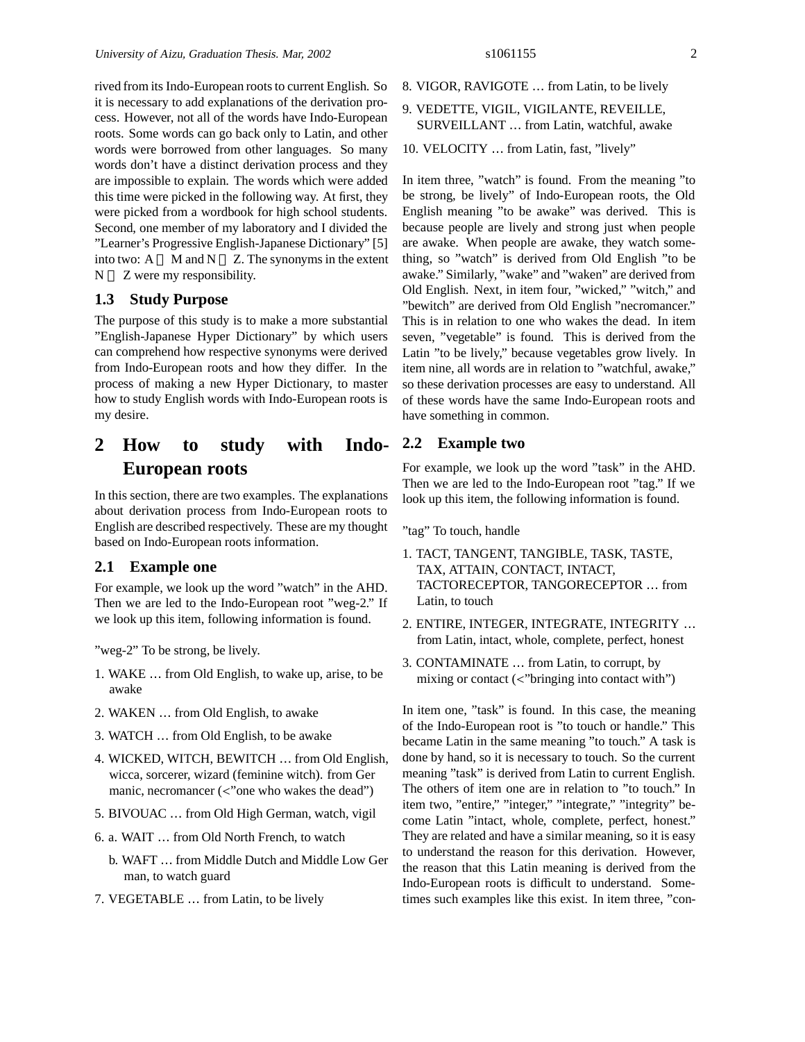rived from its Indo-European roots to current English. So it is necessary to add explanations of the derivation process. However, not all of the words have Indo-European roots. Some words can go back only to Latin, and other words were borrowed from other languages. So many words don't have a distinct derivation process and they are impossible to explain. The words which were added this time were picked in the following way. At first, they were picked from a wordbook for high school students. Second, one member of my laboratory and I divided the "Learner's Progressive English-Japanese Dictionary" [5] into two: A 〜 M and N 〜 Z. The synonyms in the extent N 〜 Z were my responsibility.

### 1.3 Study Purpose

The purpose of this study is to make a more substantial "English-Japanese Hyper Dictionary" by which users can comprehend how respective synonyms were derived from Indo-European roots and how they differ. In the process of making a new Hyper Dictionary, to master how to study English words with Indo-European roots is my desire.

## 2 How to study with Indo-European roots

In this section, there are two examples. The explanations about derivation process from Indo-European roots to English are described respectively. These are my thought based on Indo-European roots information.

### 2.1 Example one

For example, we look up the word "watch" in the AHD. Then we are led to the Indo-European root "weg-2." If we look up this item, following information is found.

"weg-2" To be strong, be lively.

1. WAKE … from Old English, to wake up, arise, to be awake
2. WAKEN … from Old English, to awake
3. WATCH … from Old English, to be awake
4. WICKED, WITCH, BEWITCH … from Old English, wicca, sorcerer, wizard (feminine witch). from Germanic, necromancer (<"one who wakes the dead")
5. BIVOUAC … from Old High German, watch, vigil
6. a. WAIT … from Old North French, to watch

   b. WAFT … from Middle Dutch and Middle Low German, to watch guard
7. VEGETABLE … from Latin, to be lively
8. VIGOR, RAVIGOTE … from Latin, to be lively
9. VEDETTE, VIGIL, VIGILANTE, REVEILLE, SURVEILLANT … from Latin, watchful, awake
10. VELOCITY … from Latin, fast, "lively"

In item three, "watch" is found. From the meaning "to be strong, be lively" of Indo-European roots, the Old English meaning "to be awake" was derived. This is because people are lively and strong just when people are awake. When people are awake, they watch something, so "watch" is derived from Old English "to be awake." Similarly, "wake" and "waken" are derived from Old English. Next, in item four, "wicked," "witch," and "bewitch" are derived from Old English "necromancer." This is in relation to one who wakes the dead. In item seven, "vegetable" is found. This is derived from the Latin "to be lively," because vegetables grow lively. In item nine, all words are in relation to "watchful, awake," so these derivation processes are easy to understand. All of these words have the same Indo-European roots and have something in common.

### 2.2 Example two

For example, we look up the word "task" in the AHD. Then we are led to the Indo-European root "tag." If we look up this item, the following information is found.

"tag" To touch, handle

1. TACT, TANGENT, TANGIBLE, TASK, TASTE, TAX, ATTAIN, CONTACT, INTACT, TACTORECEPTOR, TANGORECEPTOR … from Latin, to touch
2. ENTIRE, INTEGER, INTEGRATE, INTEGRITY … from Latin, intact, whole, complete, perfect, honest
3. CONTAMINATE … from Latin, to corrupt, by mixing or contact (<"bringing into contact with")

In item one, "task" is found. In this case, the meaning of the Indo-European root is "to touch or handle." This became Latin in the same meaning "to touch." A task is done by hand, so it is necessary to touch. So the current meaning "task" is derived from Latin to current English. The others of item one are in relation to "to touch." In item two, "entire," "integer," "integrate," "integrity" become Latin "intact, whole, complete, perfect, honest." They are related and have a similar meaning, so it is easy to understand the reason for this derivation. However, the reason that this Latin meaning is derived from the Indo-European roots is difficult to understand. Sometimes such examples like this exist. In item three, "con-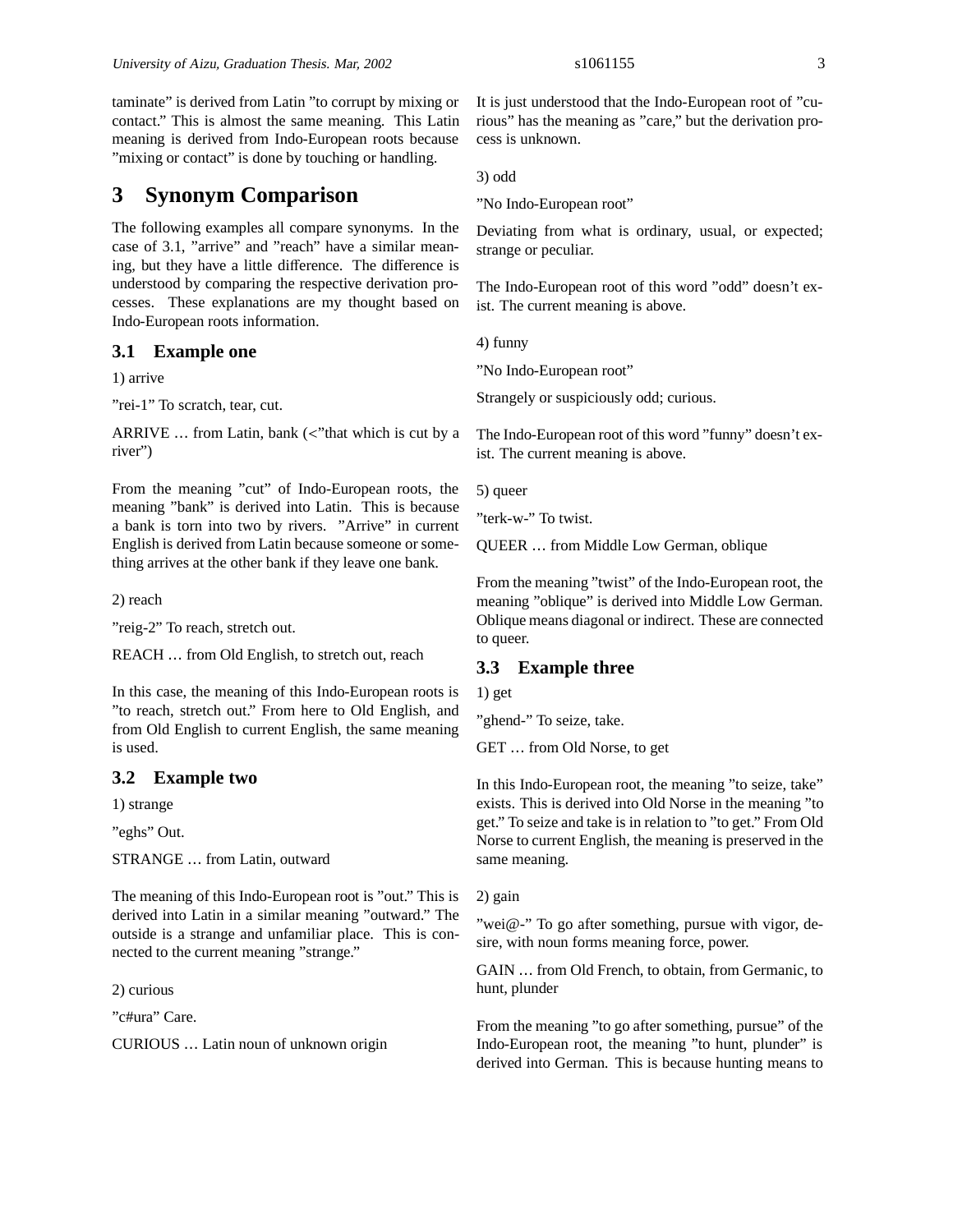taminate" is derived from Latin "to corrupt by mixing or contact." This is almost the same meaning. This Latin meaning is derived from Indo-European roots because "mixing or contact" is done by touching or handling.

# 3 Synonym Comparison

The following examples all compare synonyms. In the case of 3.1, "arrive" and "reach" have a similar meaning, but they have a little difference. The difference is understood by comparing the respective derivation processes. These explanations are my thought based on Indo-European roots information.

## 3.1 Example one

1) arrive

"rei-1" To scratch, tear, cut.

ARRIVE … from Latin, bank (<"that which is cut by a river")

From the meaning "cut" of Indo-European roots, the meaning "bank" is derived into Latin. This is because a bank is torn into two by rivers. "Arrive" in current English is derived from Latin because someone or something arrives at the other bank if they leave one bank.

2) reach

"reig-2" To reach, stretch out.

REACH … from Old English, to stretch out, reach

In this case, the meaning of this Indo-European roots is "to reach, stretch out." From here to Old English, and from Old English to current English, the same meaning is used.

## 3.2 Example two

1) strange

"eghs" Out.

STRANGE … from Latin, outward

The meaning of this Indo-European root is "out." This is derived into Latin in a similar meaning "outward." The outside is a strange and unfamiliar place. This is connected to the current meaning "strange."

2) curious

"c#ura" Care.

CURIOUS … Latin noun of unknown origin

It is just understood that the Indo-European root of "curious" has the meaning as "care," but the derivation process is unknown.

3) odd

"No Indo-European root"

Deviating from what is ordinary, usual, or expected; strange or peculiar.

The Indo-European root of this word "odd" doesn't exist. The current meaning is above.

4) funny

"No Indo-European root"

Strangely or suspiciously odd; curious.

The Indo-European root of this word "funny" doesn't exist. The current meaning is above.

5) queer

"terk-w-" To twist.

QUEER … from Middle Low German, oblique

From the meaning "twist" of the Indo-European root, the meaning "oblique" is derived into Middle Low German. Oblique means diagonal or indirect. These are connected to queer.

## 3.3 Example three

1) get

"ghend-" To seize, take.

GET … from Old Norse, to get

In this Indo-European root, the meaning "to seize, take" exists. This is derived into Old Norse in the meaning "to get." To seize and take is in relation to "to get." From Old Norse to current English, the meaning is preserved in the same meaning.

2) gain

"wei@-" To go after something, pursue with vigor, desire, with noun forms meaning force, power.

GAIN … from Old French, to obtain, from Germanic, to hunt, plunder

From the meaning "to go after something, pursue" of the Indo-European root, the meaning "to hunt, plunder" is derived into German. This is because hunting means to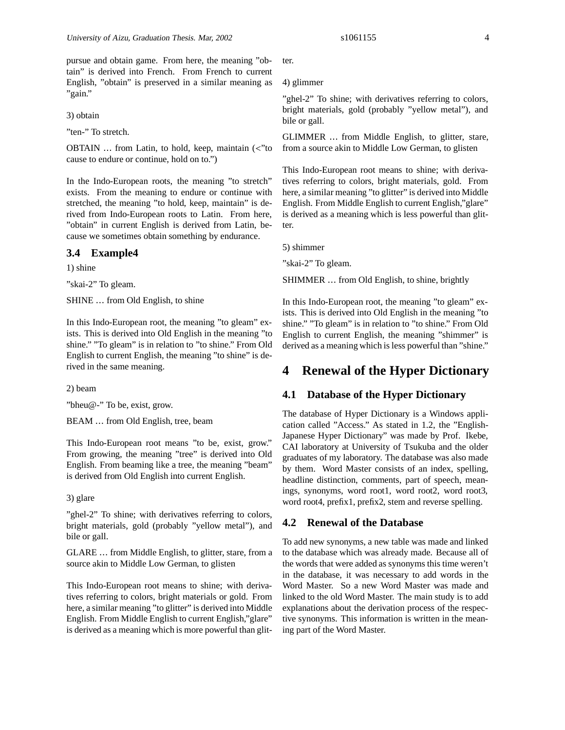pursue and obtain game. From here, the meaning "obtain" is derived into French. From French to current English, "obtain" is preserved in a similar meaning as "gain."

3) obtain

"ten-" To stretch.

OBTAIN … from Latin, to hold, keep, maintain (<"to cause to endure or continue, hold on to.")

In the Indo-European roots, the meaning "to stretch" exists. From the meaning to endure or continue with stretched, the meaning "to hold, keep, maintain" is derived from Indo-European roots to Latin. From here, "obtain" in current English is derived from Latin, because we sometimes obtain something by endurance.

### 3.4 Example4

1) shine

"skai-2" To gleam.

SHINE … from Old English, to shine

In this Indo-European root, the meaning "to gleam" exists. This is derived into Old English in the meaning "to shine." "To gleam" is in relation to "to shine." From Old English to current English, the meaning "to shine" is derived in the same meaning.

2) beam

"bheu@-" To be, exist, grow.

BEAM … from Old English, tree, beam

This Indo-European root means "to be, exist, grow." From growing, the meaning "tree" is derived into Old English. From beaming like a tree, the meaning "beam" is derived from Old English into current English.

3) glare

"ghel-2" To shine; with derivatives referring to colors, bright materials, gold (probably "yellow metal"), and bile or gall.

GLARE … from Middle English, to glitter, stare, from a source akin to Middle Low German, to glisten

This Indo-European root means to shine; with derivatives referring to colors, bright materials or gold. From here, a similar meaning "to glitter" is derived into Middle English. From Middle English to current English,"glare" is derived as a meaning which is more powerful than glitter.

4) glimmer

"ghel-2" To shine; with derivatives referring to colors, bright materials, gold (probably "yellow metal"), and bile or gall.

GLIMMER … from Middle English, to glitter, stare, from a source akin to Middle Low German, to glisten

This Indo-European root means to shine; with derivatives referring to colors, bright materials, gold. From here, a similar meaning "to glitter" is derived into Middle English. From Middle English to current English,"glare" is derived as a meaning which is less powerful than glitter.

5) shimmer

"skai-2" To gleam.

SHIMMER … from Old English, to shine, brightly

In this Indo-European root, the meaning "to gleam" exists. This is derived into Old English in the meaning "to shine." "To gleam" is in relation to "to shine." From Old English to current English, the meaning "shimmer" is derived as a meaning which is less powerful than "shine."

## 4 Renewal of the Hyper Dictionary

### 4.1 Database of the Hyper Dictionary

The database of Hyper Dictionary is a Windows application called "Access." As stated in 1.2, the "English-Japanese Hyper Dictionary" was made by Prof. Ikebe, CAI laboratory at University of Tsukuba and the older graduates of my laboratory. The database was also made by them. Word Master consists of an index, spelling, headline distinction, comments, part of speech, meanings, synonyms, word root1, word root2, word root3, word root4, prefix1, prefix2, stem and reverse spelling.

### 4.2 Renewal of the Database

To add new synonyms, a new table was made and linked to the database which was already made. Because all of the words that were added as synonyms this time weren't in the database, it was necessary to add words in the Word Master. So a new Word Master was made and linked to the old Word Master. The main study is to add explanations about the derivation process of the respective synonyms. This information is written in the meaning part of the Word Master.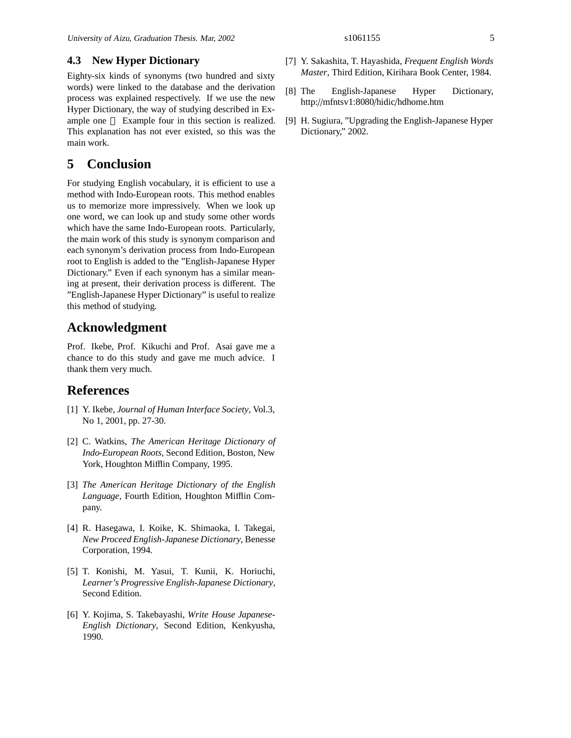### 4.3 New Hyper Dictionary

Eighty-six kinds of synonyms (two hundred and sixty words) were linked to the database and the derivation process was explained respectively. If we use the new Hyper Dictionary, the way of studying described in Example one 〜 Example four in this section is realized. This explanation has not ever existed, so this was the main work.

## 5 Conclusion

For studying English vocabulary, it is efficient to use a method with Indo-European roots. This method enables us to memorize more impressively. When we look up one word, we can look up and study some other words which have the same Indo-European roots. Particularly, the main work of this study is synonym comparison and each synonym's derivation process from Indo-European root to English is added to the "English-Japanese Hyper Dictionary." Even if each synonym has a similar meaning at present, their derivation process is different. The "English-Japanese Hyper Dictionary" is useful to realize this method of studying.

## Acknowledgment

Prof. Ikebe, Prof. Kikuchi and Prof. Asai gave me a chance to do this study and gave me much advice. I thank them very much.

## References

[1] Y. Ikebe, *Journal of Human Interface Society*, Vol.3, No 1, 2001, pp. 27-30.

[2] C. Watkins, *The American Heritage Dictionary of Indo-European Roots*, Second Edition, Boston, New York, Houghton Mifflin Company, 1995.

[3] *The American Heritage Dictionary of the English Language*, Fourth Edition, Houghton Mifflin Company.

[4] R. Hasegawa, I. Koike, K. Shimaoka, I. Takegai, *New Proceed English-Japanese Dictionary*, Benesse Corporation, 1994.

[5] T. Konishi, M. Yasui, T. Kunii, K. Horiuchi, *Learner's Progressive English-Japanese Dictionary*, Second Edition.

[6] Y. Kojima, S. Takebayashi, *Write House Japanese-English Dictionary*, Second Edition, Kenkyusha, 1990.

[7] Y. Sakashita, T. Hayashida, *Frequent English Words Master*, Third Edition, Kirihara Book Center, 1984.

[8] The English-Japanese Hyper Dictionary, http://mfntsv1:8080/hidic/hdhome.htm

[9] H. Sugiura, "Upgrading the English-Japanese Hyper Dictionary," 2002.